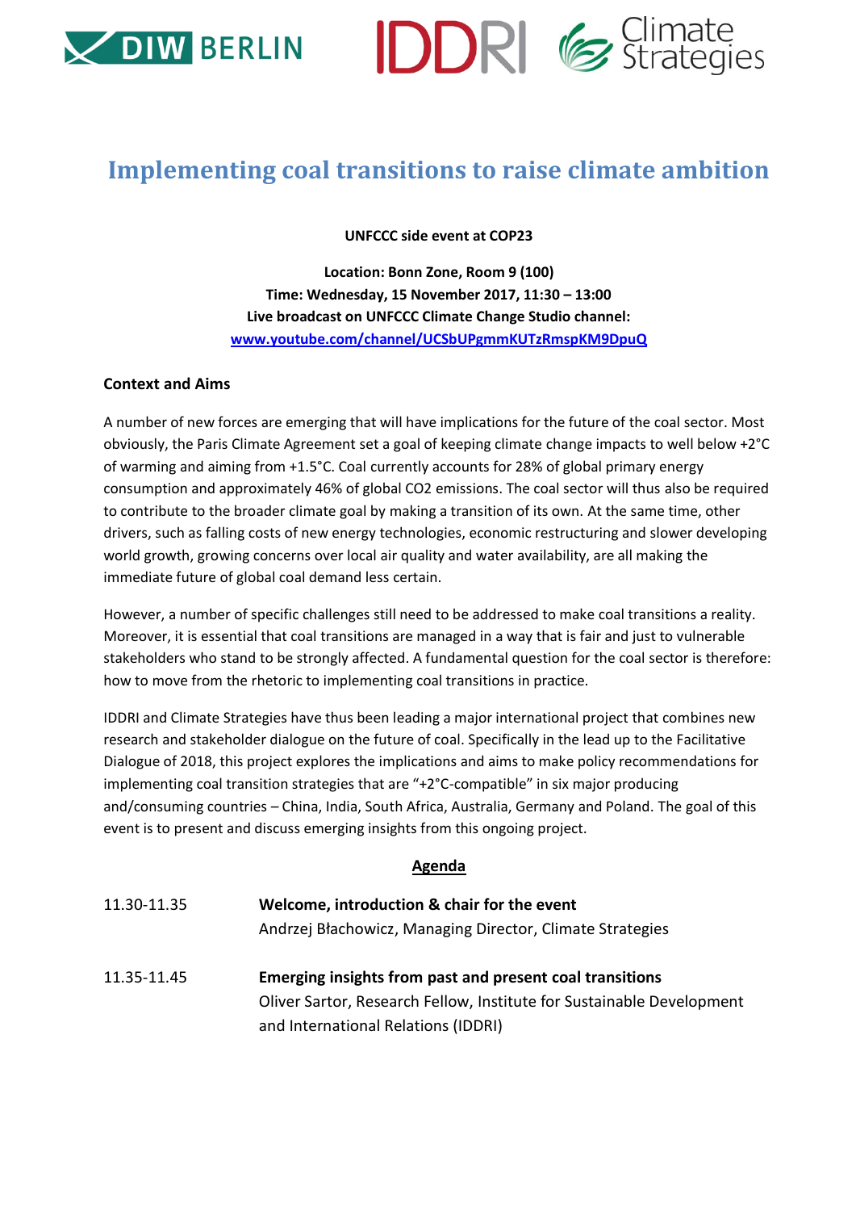# Implementing coal transitions to raise climate ambition

**UNFCCC side event at COP23**

**Location: Bonn Zone, Room 9 (100)**
**Time: Wednesday, 15 November 2017, 11:30 – 13:00**
**Live broadcast on UNFCCC Climate Change Studio channel:**
[www.youtube.com/channel/UCSbUPgmmKUTzRmspKM9DpuQ](www.youtube.com/channel/UCSbUPgmmKUTzRmspKM9DpuQ)

## Context and Aims

A number of new forces are emerging that will have implications for the future of the coal sector. Most obviously, the Paris Climate Agreement set a goal of keeping climate change impacts to well below +2°C of warming and aiming from +1.5°C. Coal currently accounts for 28% of global primary energy consumption and approximately 46% of global $CO_2$ emissions. The coal sector will thus also be required to contribute to the broader climate goal by making a transition of its own. At the same time, other drivers, such as falling costs of new energy technologies, economic restructuring and slower developing world growth, growing concerns over local air quality and water availability, are all making the immediate future of global coal demand less certain.

However, a number of specific challenges still need to be addressed to make coal transitions a reality. Moreover, it is essential that coal transitions are managed in a way that is fair and just to vulnerable stakeholders who stand to be strongly affected. A fundamental question for the coal sector is therefore: how to move from the rhetoric to implementing coal transitions in practice.

IDDRI and Climate Strategies have thus been leading a major international project that combines new research and stakeholder dialogue on the future of coal. Specifically in the lead up to the Facilitative Dialogue of 2018, this project explores the implications and aims to make policy recommendations for implementing coal transition strategies that are "+2°C-compatible" in six major producing and/consuming countries – China, India, South Africa, Australia, Germany and Poland. The goal of this event is to present and discuss emerging insights from this ongoing project.

## Agenda

| | |
|---|---|
| 11.30-11.35 | **Welcome, introduction & chair for the event**<br>Andrzej Błachowicz, Managing Director, Climate Strategies |
| 11.35-11.45 | **Emerging insights from past and present coal transitions**<br>Oliver Sartor, Research Fellow, Institute for Sustainable Development and International Relations (IDDRI) |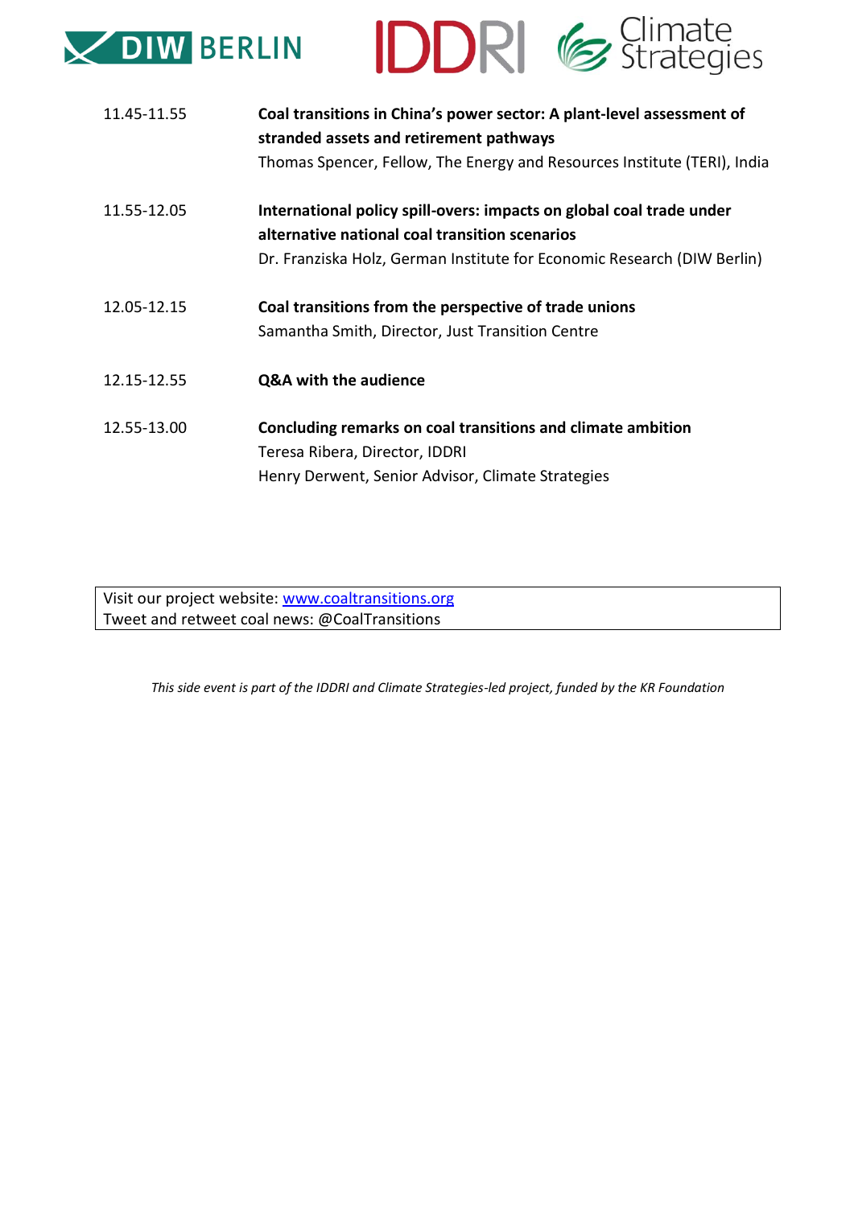| | |
|---|---|
| 11.45-11.55 | **Coal transitions in China's power sector: A plant-level assessment of stranded assets and retirement pathways**<br>Thomas Spencer, Fellow, The Energy and Resources Institute (TERI), India |
| 11.55-12.05 | **International policy spill-overs: impacts on global coal trade under alternative national coal transition scenarios**<br>Dr. Franziska Holz, German Institute for Economic Research (DIW Berlin) |
| 12.05-12.15 | **Coal transitions from the perspective of trade unions**<br>Samantha Smith, Director, Just Transition Centre |
| 12.15-12.55 | **Q&A with the audience** |
| 12.55-13.00 | **Concluding remarks on coal transitions and climate ambition**<br>Teresa Ribera, Director, IDDRI<br>Henry Derwent, Senior Advisor, Climate Strategies |

Visit our project website: [www.coaltransitions.org](http://www.coaltransitions.org)
Tweet and retweet coal news: @CoalTransitions

*This side event is part of the IDDRI and Climate Strategies-led project, funded by the KR Foundation*